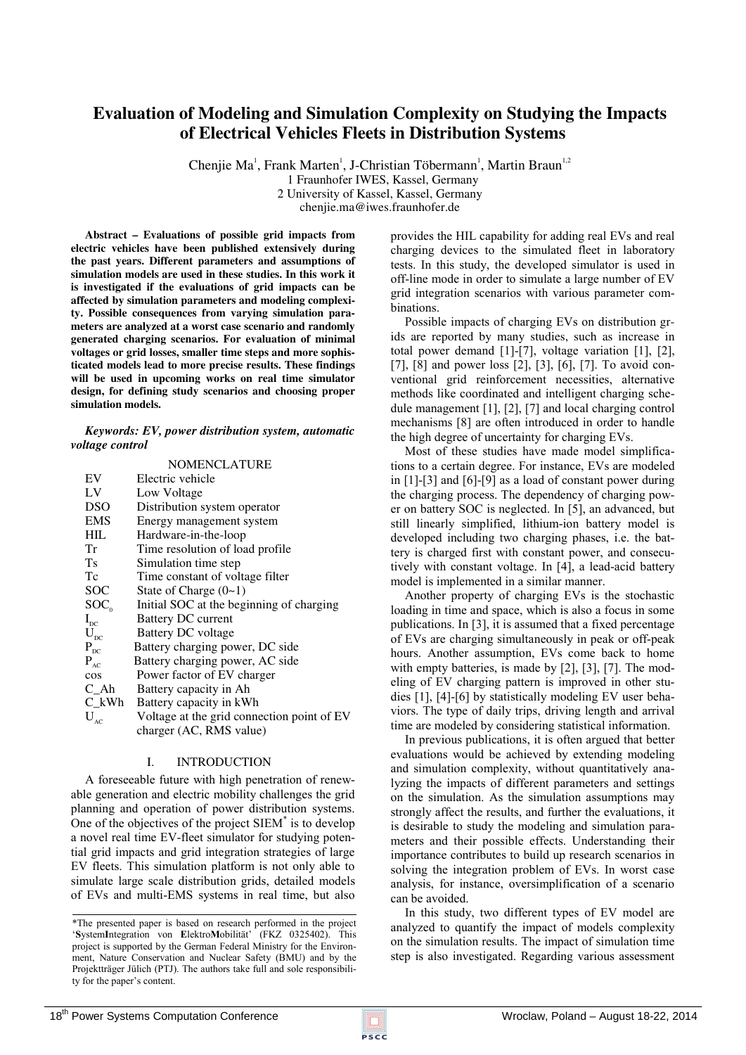# Evaluation of Modeling and Simulation Complexity on Studying the Impacts of Electrical Vehicles Fleets in Distribution Systems

Chenjie Ma[1], Frank Marten[1], J-Christian Többermann[1], Martin Braun[1,2]

1 Fraunhofer IWES, Kassel, Germany
2 University of Kassel, Kassel, Germany
chenjie.ma@iwes.fraunhofer.de

**Abstract – Evaluations of possible grid impacts from electric vehicles have been published extensively during the past years. Different parameters and assumptions of simulation models are used in these studies. In this work it is investigated if the evaluations of grid impacts can be affected by simulation parameters and modeling complexity. Possible consequences from varying simulation parameters are analyzed at a worst case scenario and randomly generated charging scenarios. For evaluation of minimal voltages or grid losses, smaller time steps and more sophisticated models lead to more precise results. These findings will be used in upcoming works on real time simulator design, for defining study scenarios and choosing proper simulation models.**

***Keywords: EV, power distribution system, automatic voltage control***

NOMENCLATURE

| | |
|---|---|
| EV | Electric vehicle |
| LV | Low Voltage |
| DSO | Distribution system operator |
| EMS | Energy management system |
| HIL | Hardware-in-the-loop |
| Tr | Time resolution of load profile |
| Ts | Simulation time step |
| Tc | Time constant of voltage filter |
| SOC | State of Charge (0~1) |
| $SOC_0$ | Initial SOC at the beginning of charging |
| $I_{DC}$ | Battery DC current |
| $U_{DC}$ | Battery DC voltage |
| $P_{DC}$ | Battery charging power, DC side |
| $P_{AC}$ | Battery charging power, AC side |
| cos | Power factor of EV charger |
| C_Ah | Battery capacity in Ah |
| C_kWh | Battery capacity in kWh |
| $U_{AC}$ | Voltage at the grid connection point of EV charger (AC, RMS value) |

## I. INTRODUCTION

A foreseeable future with high penetration of renewable generation and electric mobility challenges the grid planning and operation of power distribution systems. One of the objectives of the project SIEM* is to develop a novel real time EV-fleet simulator for studying potential grid impacts and grid integration strategies of large EV fleets. This simulation platform is not only able to simulate large scale distribution grids, detailed models of EVs and multi-EMS systems in real time, but also provides the HIL capability for adding real EVs and real charging devices to the simulated fleet in laboratory tests. In this study, the developed simulator is used in off-line mode in order to simulate a large number of EV grid integration scenarios with various parameter combinations.

Possible impacts of charging EVs on distribution grids are reported by many studies, such as increase in total power demand [1]-[7], voltage variation [1], [2], [7], [8] and power loss [2], [3], [6], [7]. To avoid conventional grid reinforcement necessities, alternative methods like coordinated and intelligent charging schedule management [1], [2], [7] and local charging control mechanisms [8] are often introduced in order to handle the high degree of uncertainty for charging EVs.

Most of these studies have made model simplifications to a certain degree. For instance, EVs are modeled in [1]-[3] and [6]-[9] as a load of constant power during the charging process. The dependency of charging power on battery SOC is neglected. In [5], an advanced, but still linearly simplified, lithium-ion battery model is developed including two charging phases, i.e. the battery is charged first with constant power, and consecutively with constant voltage. In [4], a lead-acid battery model is implemented in a similar manner.

Another property of charging EVs is the stochastic loading in time and space, which is also a focus in some publications. In [3], it is assumed that a fixed percentage of EVs are charging simultaneously in peak or off-peak hours. Another assumption, EVs come back to home with empty batteries, is made by [2], [3], [7]. The modeling of EV charging pattern is improved in other studies [1], [4]-[6] by statistically modeling EV user behaviors. The type of daily trips, driving length and arrival time are modeled by considering statistical information.

In previous publications, it is often argued that better evaluations would be achieved by extending modeling and simulation complexity, without quantitatively analyzing the impacts of different parameters and settings on the simulation. As the simulation assumptions may strongly affect the results, and further the evaluations, it is desirable to study the modeling and simulation parameters and their possible effects. Understanding their importance contributes to build up research scenarios in solving the integration problem of EVs. In worst case analysis, for instance, oversimplification of a scenario can be avoided.

In this study, two different types of EV model are analyzed to quantify the impact of models complexity on the simulation results. The impact of simulation time step is also investigated. Regarding various assessment

*The presented paper is based on research performed in the project '**S**ystem**I**ntegration von **E**lektro**M**obilität' (FKZ 0325402). This project is supported by the German Federal Ministry for the Environment, Nature Conservation and Nuclear Safety (BMU) and by the Projektträger Jülich (PTJ). The authors take full and sole responsibility for the paper's content.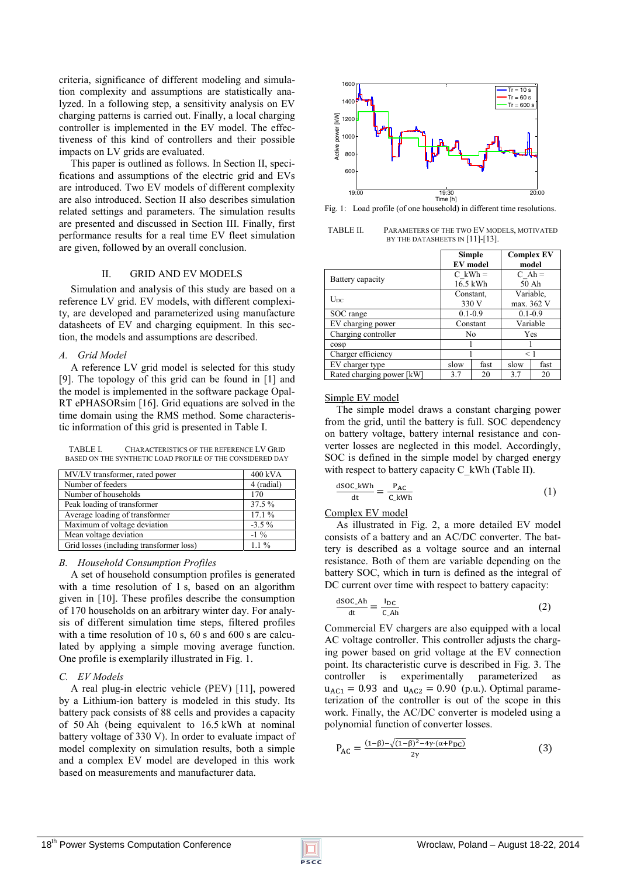criteria, significance of different modeling and simulation complexity and assumptions are statistically analyzed. In a following step, a sensitivity analysis on EV charging patterns is carried out. Finally, a local charging controller is implemented in the EV model. The effectiveness of this kind of controllers and their possible impacts on LV grids are evaluated.

This paper is outlined as follows. In Section II, specifications and assumptions of the electric grid and EVs are introduced. Two EV models of different complexity are also introduced. Section II also describes simulation related settings and parameters. The simulation results are presented and discussed in Section III. Finally, first performance results for a real time EV fleet simulation are given, followed by an overall conclusion.

## II. GRID AND EV MODELS

Simulation and analysis of this study are based on a reference LV grid. EV models, with different complexity, are developed and parameterized using manufacture datasheets of EV and charging equipment. In this section, the models and assumptions are described.

### *A. Grid Model*

A reference LV grid model is selected for this study [9]. The topology of this grid can be found in [1] and the model is implemented in the software package Opal-RT ePHASORsim [16]. Grid equations are solved in the time domain using the RMS method. Some characteristic information of this grid is presented in Table I.

TABLE I. CHARACTERISTICS OF THE REFERENCE LV GRID BASED ON THE SYNTHETIC LOAD PROFILE OF THE CONSIDERED DAY

| | |
|---|---|
| MV/LV transformer, rated power | 400 kVA |
| Number of feeders | 4 (radial) |
| Number of households | 170 |
| Peak loading of transformer | 37.5 % |
| Average loading of transformer | 17.1 % |
| Maximum of voltage deviation | -3.5 % |
| Mean voltage deviation | -1 % |
| Grid losses (including transformer loss) | 1.1 % |

### *B. Household Consumption Profiles*

A set of household consumption profiles is generated with a time resolution of 1 s, based on an algorithm given in [10]. These profiles describe the consumption of 170 households on an arbitrary winter day. For analysis of different simulation time steps, filtered profiles with a time resolution of 10 s, 60 s and 600 s are calculated by applying a simple moving average function. One profile is exemplarily illustrated in Fig. 1.

### *C. EV Models*

A real plug-in electric vehicle (PEV) [11], powered by a Lithium-ion battery is modeled in this study. Its battery pack consists of 88 cells and provides a capacity of 50 Ah (being equivalent to 16.5 kWh at nominal battery voltage of 330 V). In order to evaluate impact of model complexity on simulation results, both a simple and a complex EV model are developed in this work based on measurements and manufacturer data.

Fig. 1: Load profile (of one household) in different time resolutions.

TABLE II. PARAMETERS OF THE TWO EV MODELS, MOTIVATED BY THE DATASHEETS IN [11]-[13].

| | Simple EV model | | Complex EV model | |
|---|---|---|---|---|
| Battery capacity | C_kWh = 16.5 kWh | | C_Ah = 50 Ah | |
| $U_{DC}$ | Constant, 330 V | | Variable, max. 362 V | |
| SOC range | 0.1-0.9 | | 0.1-0.9 | |
| EV charging power | Constant | | Variable | |
| Charging controller | No | | Yes | |
| cosφ | 1 | | 1 | |
| Charger efficiency | 1 | | < 1 | |
| EV charger type | slow | fast | slow | fast |
| Rated charging power [kW] | 3.7 | 20 | 3.7 | 20 |

Simple EV model

The simple model draws a constant charging power from the grid, until the battery is full. SOC dependency on battery voltage, battery internal resistance and converter losses are neglected in this model. Accordingly, SOC is defined in the simple model by charged energy with respect to battery capacity C_kWh (Table II).

$$\frac{\mathrm{dSOC\_kWh}}{\mathrm{dt}} = \frac{P_{AC}}{\mathrm{C\_kWh}} \tag{1}$$

Complex EV model

As illustrated in Fig. 2, a more detailed EV model consists of a battery and an AC/DC converter. The battery is described as a voltage source and an internal resistance. Both of them are variable depending on the battery SOC, which in turn is defined as the integral of DC current over time with respect to battery capacity:

$$\frac{\mathrm{dSOC\_Ah}}{\mathrm{dt}} = \frac{I_{DC}}{\mathrm{C\_Ah}} \tag{2}$$

Commercial EV chargers are also equipped with a local AC voltage controller. This controller adjusts the charging power based on grid voltage at the EV connection point. Its characteristic curve is described in Fig. 3. The controller is experimentally parameterized as $u_{AC1} = 0.93$ and $u_{AC2} = 0.90$ (p.u.). Optimal parameterization of the controller is out of the scope in this work. Finally, the AC/DC converter is modeled using a polynomial function of converter losses.

$$P_{AC} = \frac{(1-\beta) - \sqrt{(1-\beta)^2 - 4\gamma\cdot(\alpha + P_{DC})}}{2\gamma} \tag{3}$$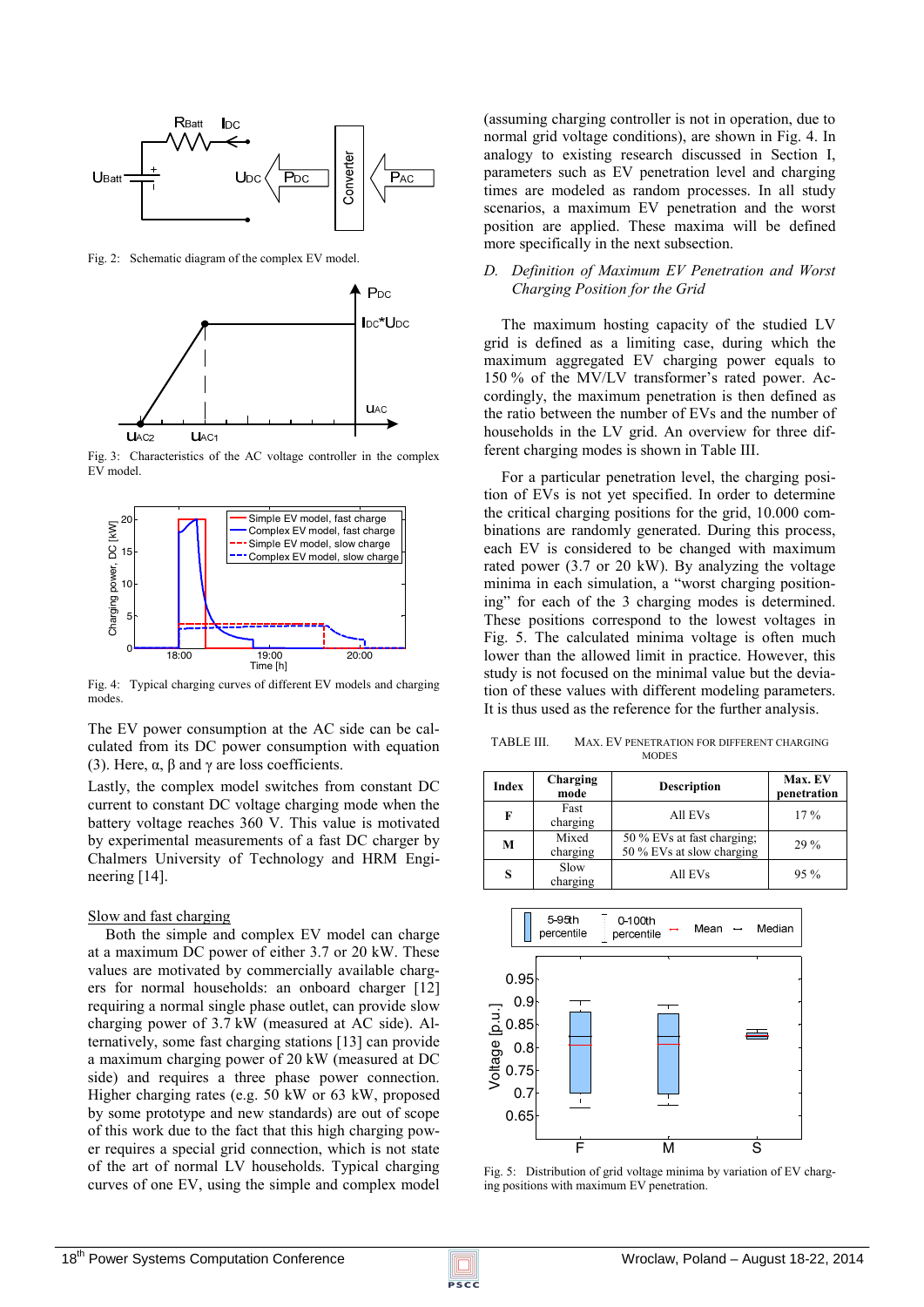Fig. 2: Schematic diagram of the complex EV model.

Fig. 3: Characteristics of the AC voltage controller in the complex EV model.

Fig. 4: Typical charging curves of different EV models and charging modes.

The EV power consumption at the AC side can be calculated from its DC power consumption with equation (3). Here, α, β and γ are loss coefficients.

Lastly, the complex model switches from constant DC current to constant DC voltage charging mode when the battery voltage reaches 360 V. This value is motivated by experimental measurements of a fast DC charger by Chalmers University of Technology and HRM Engineering [14].

Slow and fast charging

Both the simple and complex EV model can charge at a maximum DC power of either 3.7 or 20 kW. These values are motivated by commercially available chargers for normal households: an onboard charger [12] requiring a normal single phase outlet, can provide slow charging power of 3.7 kW (measured at AC side). Alternatively, some fast charging stations [13] can provide a maximum charging power of 20 kW (measured at DC side) and requires a three phase power connection. Higher charging rates (e.g. 50 kW or 63 kW, proposed by some prototype and new standards) are out of scope of this work due to the fact that this high charging power requires a special grid connection, which is not state of the art of normal LV households. Typical charging curves of one EV, using the simple and complex model (assuming charging controller is not in operation, due to normal grid voltage conditions), are shown in Fig. 4. In analogy to existing research discussed in Section I, parameters such as EV penetration level and charging times are modeled as random processes. In all study scenarios, a maximum EV penetration and the worst position are applied. These maxima will be defined more specifically in the next subsection.

### *D. Definition of Maximum EV Penetration and Worst Charging Position for the Grid*

The maximum hosting capacity of the studied LV grid is defined as a limiting case, during which the maximum aggregated EV charging power equals to 150 % of the MV/LV transformer's rated power. Accordingly, the maximum penetration is then defined as the ratio between the number of EVs and the number of households in the LV grid. An overview for three different charging modes is shown in Table III.

For a particular penetration level, the charging position of EVs is not yet specified. In order to determine the critical charging positions for the grid, 10.000 combinations are randomly generated. During this process, each EV is considered to be changed with maximum rated power (3.7 or 20 kW). By analyzing the voltage minima in each simulation, a "worst charging positioning" for each of the 3 charging modes is determined. These positions correspond to the lowest voltages in Fig. 5. The calculated minima voltage is often much lower than the allowed limit in practice. However, this study is not focused on the minimal value but the deviation of these values with different modeling parameters. It is thus used as the reference for the further analysis.

TABLE III. MAX. EV PENETRATION FOR DIFFERENT CHARGING MODES

| Index | Charging mode | Description | Max. EV penetration |
|---|---|---|---|
| F | Fast charging | All EVs | 17 % |
| M | Mixed charging | 50 % EVs at fast charging; 50 % EVs at slow charging | 29 % |
| S | Slow charging | All EVs | 95 % |

Fig. 5: Distribution of grid voltage minima by variation of EV charging positions with maximum EV penetration.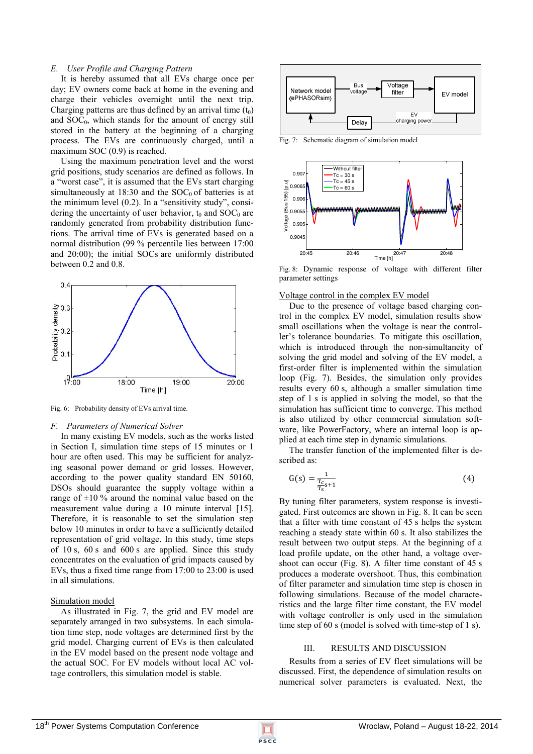### E. *User Profile and Charging Pattern*

It is hereby assumed that all EVs charge once per day; EV owners come back at home in the evening and charge their vehicles overnight until the next trip. Charging patterns are thus defined by an arrival time ($t_0$) and $SOC_0$, which stands for the amount of energy still stored in the battery at the beginning of a charging process. The EVs are continuously charged, until a maximum SOC (0.9) is reached.

Using the maximum penetration level and the worst grid positions, study scenarios are defined as follows. In a "worst case", it is assumed that the EVs start charging simultaneously at 18:30 and the $SOC_0$ of batteries is at the minimum level (0.2). In a "sensitivity study", considering the uncertainty of user behavior, $t_0$ and $SOC_0$ are randomly generated from probability distribution functions. The arrival time of EVs is generated based on a normal distribution (99 % percentile lies between 17:00 and 20:00); the initial SOCs are uniformly distributed between 0.2 and 0.8.

Fig. 6: Probability density of EVs arrival time.

### F. *Parameters of Numerical Solver*

In many existing EV models, such as the works listed in Section I, simulation time steps of 15 minutes or 1 hour are often used. This may be sufficient for analyzing seasonal power demand or grid losses. However, according to the power quality standard EN 50160, DSOs should guarantee the supply voltage within a range of ±10 % around the nominal value based on the measurement value during a 10 minute interval [15]. Therefore, it is reasonable to set the simulation step below 10 minutes in order to have a sufficiently detailed representation of grid voltage. In this study, time steps of 10 s, 60 s and 600 s are applied. Since this study concentrates on the evaluation of grid impacts caused by EVs, thus a fixed time range from 17:00 to 23:00 is used in all simulations.

Simulation model

As illustrated in Fig. 7, the grid and EV model are separately arranged in two subsystems. In each simulation time step, node voltages are determined first by the grid model. Charging current of EVs is then calculated in the EV model based on the present node voltage and the actual SOC. For EV models without local AC voltage controllers, this simulation model is stable.

Fig. 7: Schematic diagram of simulation model

Fig. 8: Dynamic response of voltage with different filter parameter settings

Voltage control in the complex EV model

Due to the presence of voltage based charging control in the complex EV model, simulation results show small oscillations when the voltage is near the controller's tolerance boundaries. To mitigate this oscillation, which is introduced through the non-simultaneity of solving the grid model and solving of the EV model, a first-order filter is implemented within the simulation loop (Fig. 7). Besides, the simulation only provides results every 60 s, although a smaller simulation time step of 1 s is applied in solving the model, so that the simulation has sufficient time to converge. This method is also utilized by other commercial simulation software, like PowerFactory, where an internal loop is applied at each time step in dynamic simulations.

The transfer function of the implemented filter is described as:

$$G(s) = \frac{1}{\frac{T_C}{T_S}s+1} \tag{4}$$

By tuning filter parameters, system response is investigated. First outcomes are shown in Fig. 8. It can be seen that a filter with time constant of 45 s helps the system reaching a steady state within 60 s. It also stabilizes the result between two output steps. At the beginning of a load profile update, on the other hand, a voltage overshoot can occur (Fig. 8). A filter time constant of 45 s produces a moderate overshoot. Thus, this combination of filter parameter and simulation time step is chosen in following simulations. Because of the model characteristics and the large filter time constant, the EV model with voltage controller is only used in the simulation time step of 60 s (model is solved with time-step of 1 s).

## III. RESULTS AND DISCUSSION

Results from a series of EV fleet simulations will be discussed. First, the dependence of simulation results on numerical solver parameters is evaluated. Next, the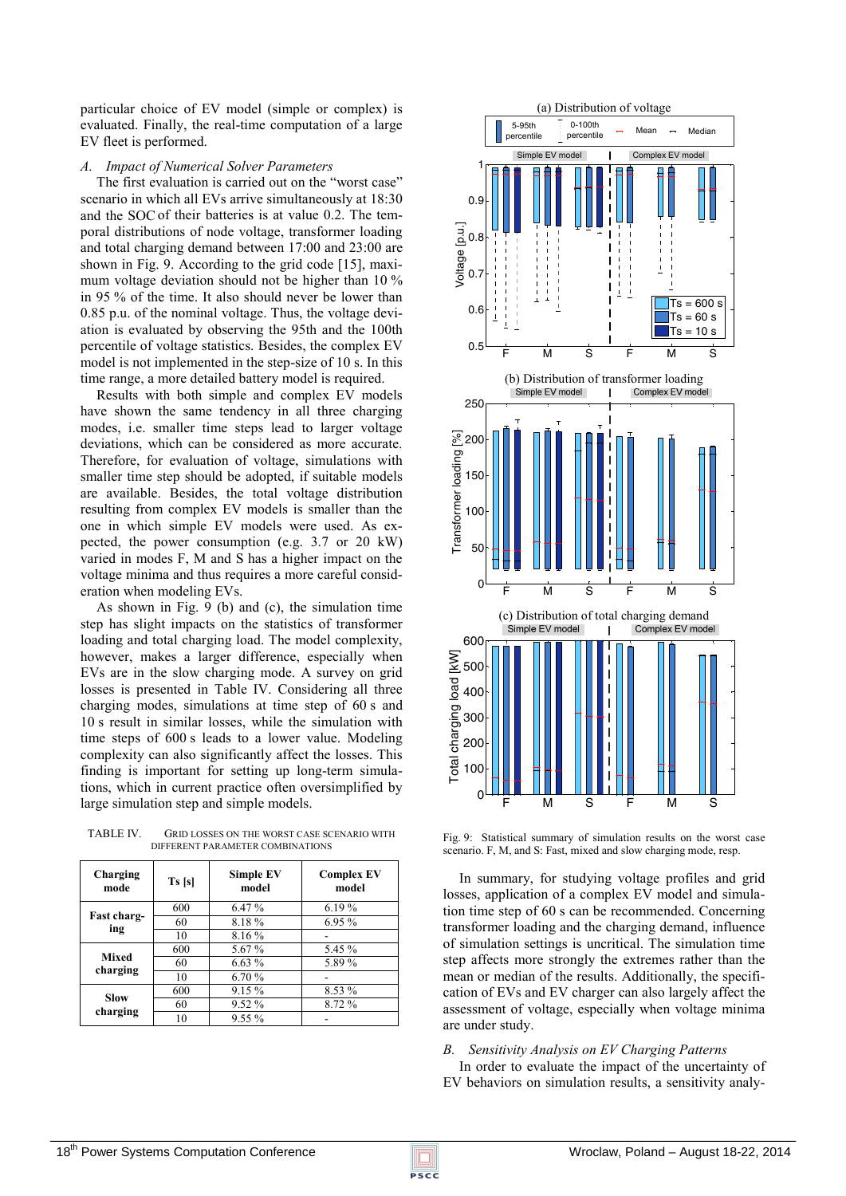particular choice of EV model (simple or complex) is evaluated. Finally, the real-time computation of a large EV fleet is performed.

### A. *Impact of Numerical Solver Parameters*

The first evaluation is carried out on the "worst case" scenario in which all EVs arrive simultaneously at 18:30 and the SOC of their batteries is at value 0.2. The temporal distributions of node voltage, transformer loading and total charging demand between 17:00 and 23:00 are shown in Fig. 9. According to the grid code [15], maximum voltage deviation should not be higher than 10 % in 95 % of the time. It also should never be lower than 0.85 p.u. of the nominal voltage. Thus, the voltage deviation is evaluated by observing the 95th and the 100th percentile of voltage statistics. Besides, the complex EV model is not implemented in the step-size of 10 s. In this time range, a more detailed battery model is required.

Results with both simple and complex EV models have shown the same tendency in all three charging modes, i.e. smaller time steps lead to larger voltage deviations, which can be considered as more accurate. Therefore, for evaluation of voltage, simulations with smaller time step should be adopted, if suitable models are available. Besides, the total voltage distribution resulting from complex EV models is smaller than the one in which simple EV models were used. As expected, the power consumption (e.g. 3.7 or 20 kW) varied in modes F, M and S has a higher impact on the voltage minima and thus requires a more careful consideration when modeling EVs.

As shown in Fig. 9 (b) and (c), the simulation time step has slight impacts on the statistics of transformer loading and total charging load. The model complexity, however, makes a larger difference, especially when EVs are in the slow charging mode. A survey on grid losses is presented in Table IV. Considering all three charging modes, simulations at time step of 60 s and 10 s result in similar losses, while the simulation with time steps of 600 s leads to a lower value. Modeling complexity can also significantly affect the losses. This finding is important for setting up long-term simulations, which in current practice often oversimplified by large simulation step and simple models.

TABLE IV. GRID LOSSES ON THE WORST CASE SCENARIO WITH DIFFERENT PARAMETER COMBINATIONS

| Charging mode | Ts [s] | Simple EV model | Complex EV model |
|---|---|---|---|
| Fast charging | 600 | 6.47 % | 6.19 % |
| | 60 | 8.18 % | 6.95 % |
| | 10 | 8.16 % | - |
| Mixed charging | 600 | 5.67 % | 5.45 % |
| | 60 | 6.63 % | 5.89 % |
| | 10 | 6.70 % | - |
| Slow charging | 600 | 9.15 % | 8.53 % |
| | 60 | 9.52 % | 8.72 % |
| | 10 | 9.55 % | - |

Fig. 9: Statistical summary of simulation results on the worst case scenario. F, M, and S: Fast, mixed and slow charging mode, resp.

In summary, for studying voltage profiles and grid losses, application of a complex EV model and simulation time step of 60 s can be recommended. Concerning transformer loading and the charging demand, influence of simulation settings is uncritical. The simulation time step affects more strongly the extremes rather than the mean or median of the results. Additionally, the specification of EVs and EV charger can also largely affect the assessment of voltage, especially when voltage minima are under study.

### B. *Sensitivity Analysis on EV Charging Patterns*

In order to evaluate the impact of the uncertainty of EV behaviors on simulation results, a sensitivity analy-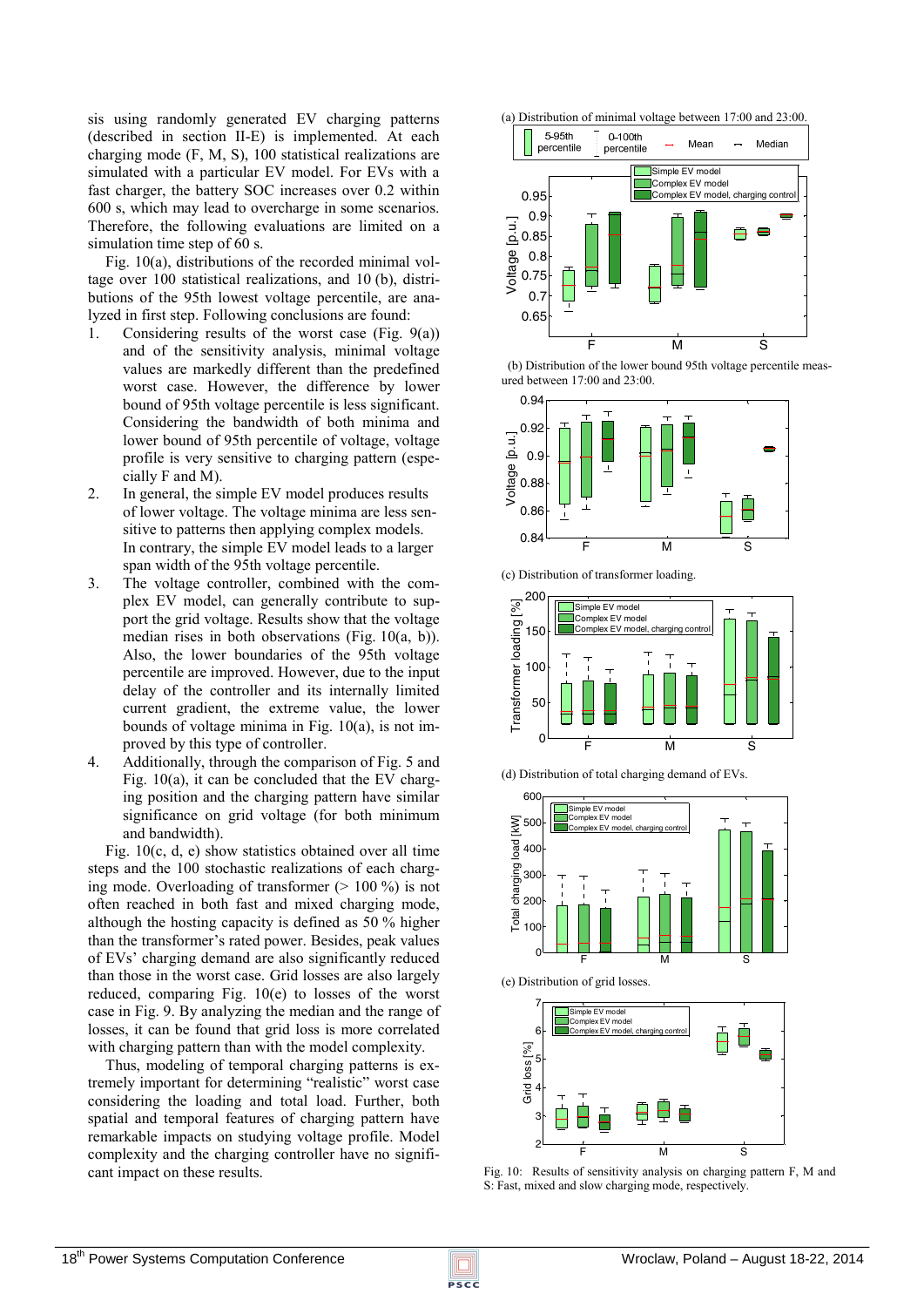sis using randomly generated EV charging patterns (described in section II-E) is implemented. At each charging mode (F, M, S), 100 statistical realizations are simulated with a particular EV model. For EVs with a fast charger, the battery SOC increases over 0.2 within 600 s, which may lead to overcharge in some scenarios. Therefore, the following evaluations are limited on a simulation time step of 60 s.

Fig. 10(a), distributions of the recorded minimal voltage over 100 statistical realizations, and 10 (b), distributions of the 95th lowest voltage percentile, are analyzed in first step. Following conclusions are found:

1. Considering results of the worst case (Fig. 9(a)) and of the sensitivity analysis, minimal voltage values are markedly different than the predefined worst case. However, the difference by lower bound of 95th voltage percentile is less significant. Considering the bandwidth of both minima and lower bound of 95th percentile of voltage, voltage profile is very sensitive to charging pattern (especially F and M).
2. In general, the simple EV model produces results of lower voltage. The voltage minima are less sensitive to patterns then applying complex models. In contrary, the simple EV model leads to a larger span width of the 95th voltage percentile.
3. The voltage controller, combined with the complex EV model, can generally contribute to support the grid voltage. Results show that the voltage median rises in both observations (Fig. 10(a, b)). Also, the lower boundaries of the 95th voltage percentile are improved. However, due to the input delay of the controller and its internally limited current gradient, the extreme value, the lower bounds of voltage minima in Fig. 10(a), is not improved by this type of controller.
4. Additionally, through the comparison of Fig. 5 and Fig. 10(a), it can be concluded that the EV charging position and the charging pattern have similar significance on grid voltage (for both minimum and bandwidth).

Fig. 10(c, d, e) show statistics obtained over all time steps and the 100 stochastic realizations of each charging mode. Overloading of transformer (> 100 %) is not often reached in both fast and mixed charging mode, although the hosting capacity is defined as 50 % higher than the transformer's rated power. Besides, peak values of EVs' charging demand are also significantly reduced than those in the worst case. Grid losses are also largely reduced, comparing Fig. 10(e) to losses of the worst case in Fig. 9. By analyzing the median and the range of losses, it can be found that grid loss is more correlated with charging pattern than with the model complexity.

Thus, modeling of temporal charging patterns is extremely important for determining "realistic" worst case considering the loading and total load. Further, both spatial and temporal features of charging pattern have remarkable impacts on studying voltage profile. Model complexity and the charging controller have no significant impact on these results.

(a) Distribution of minimal voltage between 17:00 and 23:00.

(b) Distribution of the lower bound 95th voltage percentile measured between 17:00 and 23:00.

(c) Distribution of transformer loading.

(d) Distribution of total charging demand of EVs.

(e) Distribution of grid losses.

Fig. 10: Results of sensitivity analysis on charging pattern F, M and S: Fast, mixed and slow charging mode, respectively.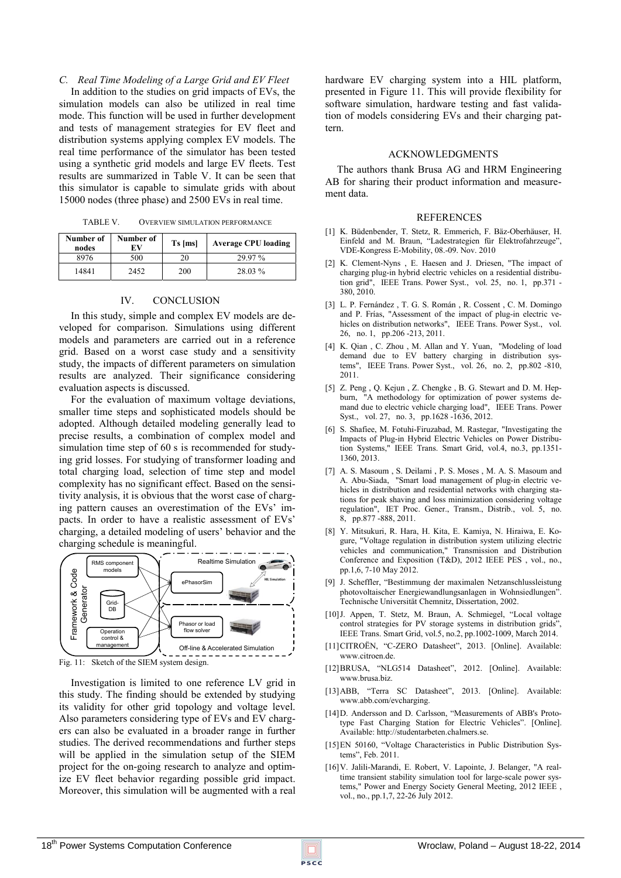### C. Real Time Modeling of a Large Grid and EV Fleet

In addition to the studies on grid impacts of EVs, the simulation models can also be utilized in real time mode. This function will be used in further development and tests of management strategies for EV fleet and distribution systems applying complex EV models. The real time performance of the simulator has been tested using a synthetic grid models and large EV fleets. Test results are summarized in Table V. It can be seen that this simulator is capable to simulate grids with about 15000 nodes (three phase) and 2500 EVs in real time.

TABLE V. OVERVIEW SIMULATION PERFORMANCE

| Number of nodes | Number of EV | Ts [ms] | Average CPU loading |
|---|---|---|---|
| 8976 | 500 | 20 | 29.97 % |
| 14841 | 2452 | 200 | 28.03 % |

## IV. CONCLUSION

In this study, simple and complex EV models are developed for comparison. Simulations using different models and parameters are carried out in a reference grid. Based on a worst case study and a sensitivity study, the impacts of different parameters on simulation results are analyzed. Their significance considering evaluation aspects is discussed.

For the evaluation of maximum voltage deviations, smaller time steps and sophisticated models should be adopted. Although detailed modeling generally lead to precise results, a combination of complex model and simulation time step of 60 s is recommended for studying grid losses. For studying of transformer loading and total charging load, selection of time step and model complexity has no significant effect. Based on the sensitivity analysis, it is obvious that the worst case of charging pattern causes an overestimation of the EVs' impacts. In order to have a realistic assessment of EVs' charging, a detailed modeling of users' behavior and the charging schedule is meaningful.

Framework & Code Generator
RMS component models
Grid-DB
Operation control & management
Realtime Simulation
ePhasorSim
HIL Simulation
Phasor or load flow solver
Off-line & Accelerated Simulation

Fig. 11: Sketch of the SIEM system design.

Investigation is limited to one reference LV grid in this study. The finding should be extended by studying its validity for other grid topology and voltage level. Also parameters considering type of EVs and EV chargers can also be evaluated in a broader range in further studies. The derived recommendations and further steps will be applied in the simulation setup of the SIEM project for the on-going research to analyze and optimize EV fleet behavior regarding possible grid impact. Moreover, this simulation will be augmented with a real hardware EV charging system into a HIL platform, presented in Figure 11. This will provide flexibility for software simulation, hardware testing and fast validation of models considering EVs and their charging pattern.

## ACKNOWLEDGMENTS

The authors thank Brusa AG and HRM Engineering AB for sharing their product information and measurement data.

## REFERENCES

[1] K. Büdenbender, T. Stetz, R. Emmerich, F. Bäz-Oberhäuser, H. Einfeld and M. Braun, "Ladestrategien für Elektrofahrzeuge", VDE-Kongress E-Mobility, 08.-09. Nov. 2010

[2] K. Clement-Nyns , E. Haesen and J. Driesen, "The impact of charging plug-in hybrid electric vehicles on a residential distribution grid", IEEE Trans. Power Syst., vol. 25, no. 1, pp.371 -380, 2010.

[3] L. P. Fernández , T. G. S. Román , R. Cossent , C. M. Domingo and P. Frías, "Assessment of the impact of plug-in electric vehicles on distribution networks", IEEE Trans. Power Syst., vol. 26, no. 1, pp.206 -213, 2011.

[4] K. Qian , C. Zhou , M. Allan and Y. Yuan, "Modeling of load demand due to EV battery charging in distribution systems", IEEE Trans. Power Syst., vol. 26, no. 2, pp.802 -810, 2011.

[5] Z. Peng , Q. Kejun , Z. Chengke , B. G. Stewart and D. M. Hepburn, "A methodology for optimization of power systems demand due to electric vehicle charging load", IEEE Trans. Power Syst., vol. 27, no. 3, pp.1628 -1636, 2012.

[6] S. Shafiee, M. Fotuhi-Firuzabad, M. Rastegar, "Investigating the Impacts of Plug-in Hybrid Electric Vehicles on Power Distribution Systems," IEEE Trans. Smart Grid, vol.4, no.3, pp.1351-1360, 2013.

[7] A. S. Masoum , S. Deilami , P. S. Moses , M. A. S. Masoum and A. Abu-Siada, "Smart load management of plug-in electric vehicles in distribution and residential networks with charging stations for peak shaving and loss minimization considering voltage regulation", IET Proc. Gener., Transm., Distrib., vol. 5, no. 8, pp.877 -888, 2011.

[8] Y. Mitsukuri, R. Hara, H. Kita, E. Kamiya, N. Hiraiwa, E. Kogure, "Voltage regulation in distribution system utilizing electric vehicles and communication," Transmission and Distribution Conference and Exposition (T&D), 2012 IEEE PES , vol., no., pp.1,6, 7-10 May 2012.

[9] J. Scheffler, "Bestimmung der maximalen Netzanschlussleistung photovoltaischer Energiewandlungsanlagen in Wohnsiedlungen". Technische Universität Chemnitz, Dissertation, 2002.

[10] J. Appen, T. Stetz, M. Braun, A. Schmiegel, "Local voltage control strategies for PV storage systems in distribution grids", IEEE Trans. Smart Grid, vol.5, no.2, pp.1002-1009, March 2014.

[11] CITROËN, "C-ZERO Datasheet", 2013. [Online]. Available: www.citroen.de.

[12] BRUSA, "NLG514 Datasheet", 2012. [Online]. Available: www.brusa.biz.

[13] ABB, "Terra SC Datasheet", 2013. [Online]. Available: www.abb.com/evcharging.

[14] D. Andersson and D. Carlsson, "Measurements of ABB's Prototype Fast Charging Station for Electric Vehicles". [Online]. Available: http://studentarbeten.chalmers.se.

[15] EN 50160, "Voltage Characteristics in Public Distribution Systems", Feb. 2011.

[16] V. Jalili-Marandi, E. Robert, V. Lapointe, J. Belanger, "A real-time transient stability simulation tool for large-scale power systems," Power and Energy Society General Meeting, 2012 IEEE , vol., no., pp.1,7, 22-26 July 2012.